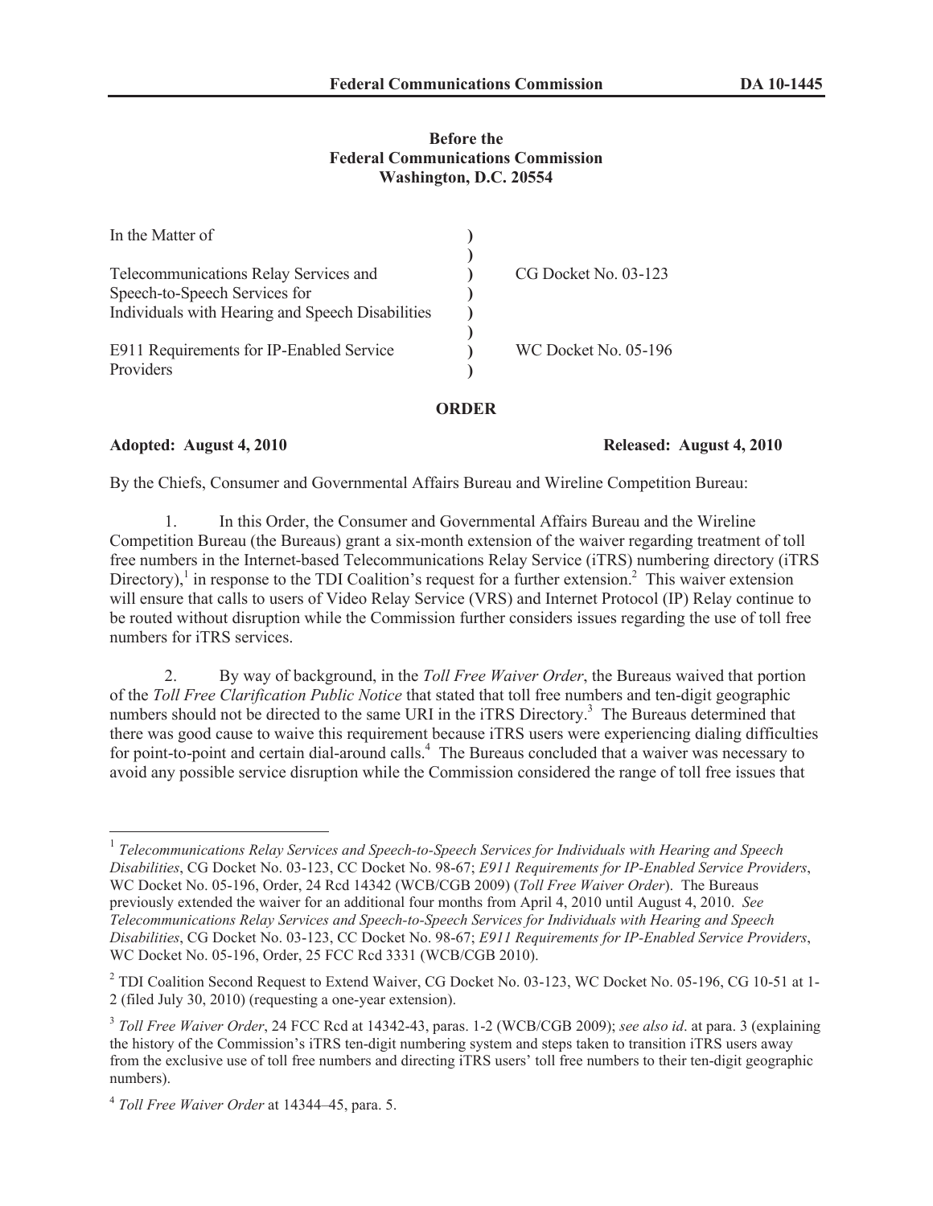**Before the**
**Federal Communications Commission**
**Washington, D.C. 20554**

| | | |
|---|---|---|
| In the Matter of | ) | |
| | ) | |
| Telecommunications Relay Services and Speech-to-Speech Services for Individuals with Hearing and Speech Disabilities | ) | CG Docket No. 03-123 |
| | ) | |
| E911 Requirements for IP-Enabled Service Providers | ) | WC Docket No. 05-196 |

**ORDER**

**Adopted: August 4, 2010** **Released: August 4, 2010**

By the Chiefs, Consumer and Governmental Affairs Bureau and Wireline Competition Bureau:

1. In this Order, the Consumer and Governmental Affairs Bureau and the Wireline Competition Bureau (the Bureaus) grant a six-month extension of the waiver regarding treatment of toll free numbers in the Internet-based Telecommunications Relay Service (iTRS) numbering directory (iTRS Directory),[1] in response to the TDI Coalition's request for a further extension.[2] This waiver extension will ensure that calls to users of Video Relay Service (VRS) and Internet Protocol (IP) Relay continue to be routed without disruption while the Commission further considers issues regarding the use of toll free numbers for iTRS services.

2. By way of background, in the *Toll Free Waiver Order*, the Bureaus waived that portion of the *Toll Free Clarification Public Notice* that stated that toll free numbers and ten-digit geographic numbers should not be directed to the same URI in the iTRS Directory.[3] The Bureaus determined that there was good cause to waive this requirement because iTRS users were experiencing dialing difficulties for point-to-point and certain dial-around calls.[4] The Bureaus concluded that a waiver was necessary to avoid any possible service disruption while the Commission considered the range of toll free issues that

---

[1] *Telecommunications Relay Services and Speech-to-Speech Services for Individuals with Hearing and Speech Disabilities*, CG Docket No. 03-123, CC Docket No. 98-67; *E911 Requirements for IP-Enabled Service Providers*, WC Docket No. 05-196, Order, 24 Rcd 14342 (WCB/CGB 2009) (*Toll Free Waiver Order*). The Bureaus previously extended the waiver for an additional four months from April 4, 2010 until August 4, 2010. *See Telecommunications Relay Services and Speech-to-Speech Services for Individuals with Hearing and Speech Disabilities*, CG Docket No. 03-123, CC Docket No. 98-67; *E911 Requirements for IP-Enabled Service Providers*, WC Docket No. 05-196, Order, 25 FCC Rcd 3331 (WCB/CGB 2010).

[2] TDI Coalition Second Request to Extend Waiver, CG Docket No. 03-123, WC Docket No. 05-196, CG 10-51 at 1-2 (filed July 30, 2010) (requesting a one-year extension).

[3] *Toll Free Waiver Order*, 24 FCC Rcd at 14342-43, paras. 1-2 (WCB/CGB 2009); *see also id*. at para. 3 (explaining the history of the Commission's iTRS ten-digit numbering system and steps taken to transition iTRS users away from the exclusive use of toll free numbers and directing iTRS users' toll free numbers to their ten-digit geographic numbers).

[4] *Toll Free Waiver Order* at 14344–45, para. 5.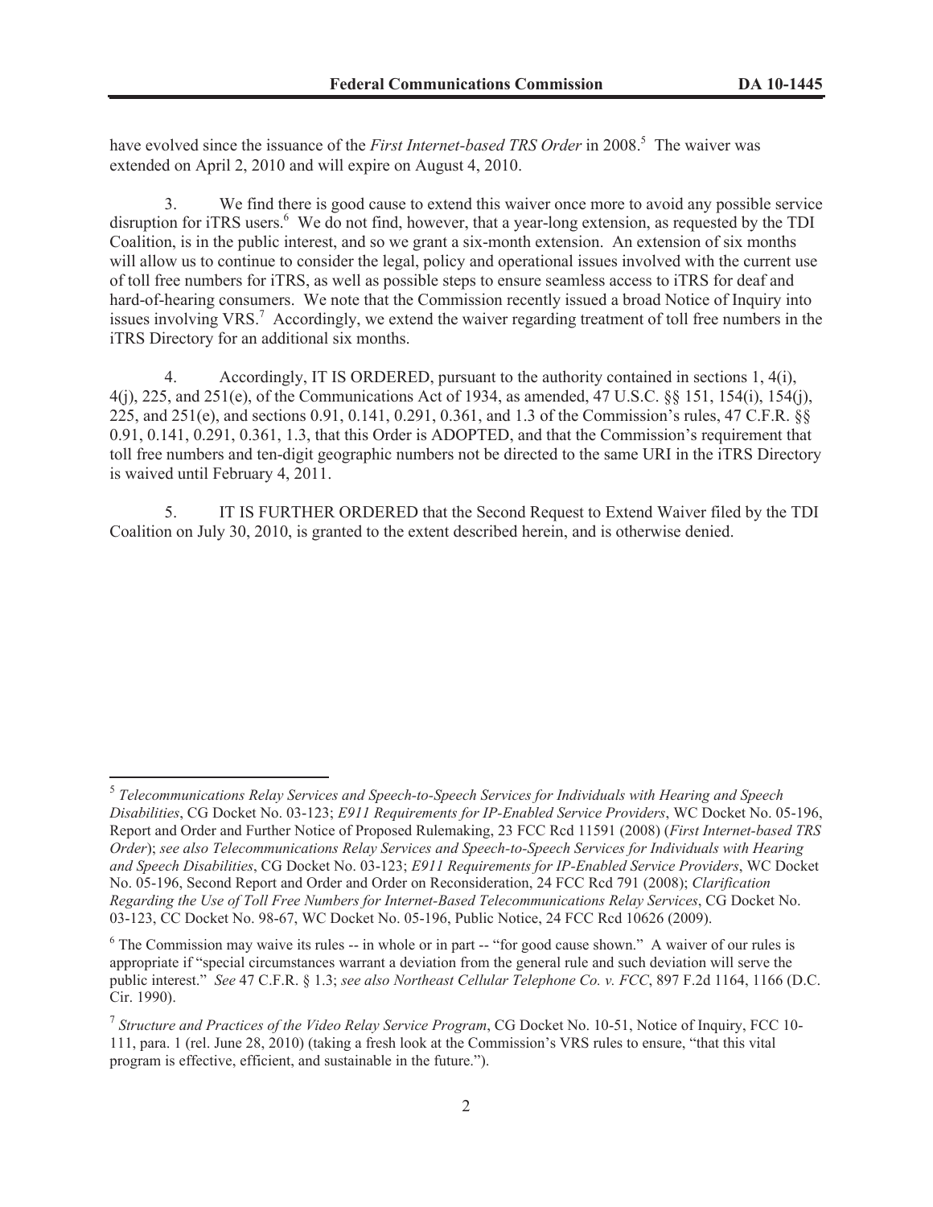have evolved since the issuance of the *First Internet-based TRS Order* in 2008.[5] The waiver was extended on April 2, 2010 and will expire on August 4, 2010.

3. We find there is good cause to extend this waiver once more to avoid any possible service disruption for iTRS users.[6] We do not find, however, that a year-long extension, as requested by the TDI Coalition, is in the public interest, and so we grant a six-month extension. An extension of six months will allow us to continue to consider the legal, policy and operational issues involved with the current use of toll free numbers for iTRS, as well as possible steps to ensure seamless access to iTRS for deaf and hard-of-hearing consumers. We note that the Commission recently issued a broad Notice of Inquiry into issues involving VRS.[7] Accordingly, we extend the waiver regarding treatment of toll free numbers in the iTRS Directory for an additional six months.

4. Accordingly, IT IS ORDERED, pursuant to the authority contained in sections 1, 4(i), 4(j), 225, and 251(e), of the Communications Act of 1934, as amended, 47 U.S.C. §§ 151, 154(i), 154(j), 225, and 251(e), and sections 0.91, 0.141, 0.291, 0.361, and 1.3 of the Commission's rules, 47 C.F.R. §§ 0.91, 0.141, 0.291, 0.361, 1.3, that this Order is ADOPTED, and that the Commission's requirement that toll free numbers and ten-digit geographic numbers not be directed to the same URI in the iTRS Directory is waived until February 4, 2011.

5. IT IS FURTHER ORDERED that the Second Request to Extend Waiver filed by the TDI Coalition on July 30, 2010, is granted to the extent described herein, and is otherwise denied.

---

[5] *Telecommunications Relay Services and Speech-to-Speech Services for Individuals with Hearing and Speech Disabilities*, CG Docket No. 03-123; *E911 Requirements for IP-Enabled Service Providers*, WC Docket No. 05-196, Report and Order and Further Notice of Proposed Rulemaking, 23 FCC Rcd 11591 (2008) (*First Internet-based TRS Order*); *see also Telecommunications Relay Services and Speech-to-Speech Services for Individuals with Hearing and Speech Disabilities*, CG Docket No. 03-123; *E911 Requirements for IP-Enabled Service Providers*, WC Docket No. 05-196, Second Report and Order and Order on Reconsideration, 24 FCC Rcd 791 (2008); *Clarification Regarding the Use of Toll Free Numbers for Internet-Based Telecommunications Relay Services*, CG Docket No. 03-123, CC Docket No. 98-67, WC Docket No. 05-196, Public Notice, 24 FCC Rcd 10626 (2009).

[6] The Commission may waive its rules -- in whole or in part -- "for good cause shown." A waiver of our rules is appropriate if "special circumstances warrant a deviation from the general rule and such deviation will serve the public interest." *See* 47 C.F.R. § 1.3; *see also Northeast Cellular Telephone Co. v. FCC*, 897 F.2d 1164, 1166 (D.C. Cir. 1990).

[7] *Structure and Practices of the Video Relay Service Program*, CG Docket No. 10-51, Notice of Inquiry, FCC 10-111, para. 1 (rel. June 28, 2010) (taking a fresh look at the Commission's VRS rules to ensure, "that this vital program is effective, efficient, and sustainable in the future.").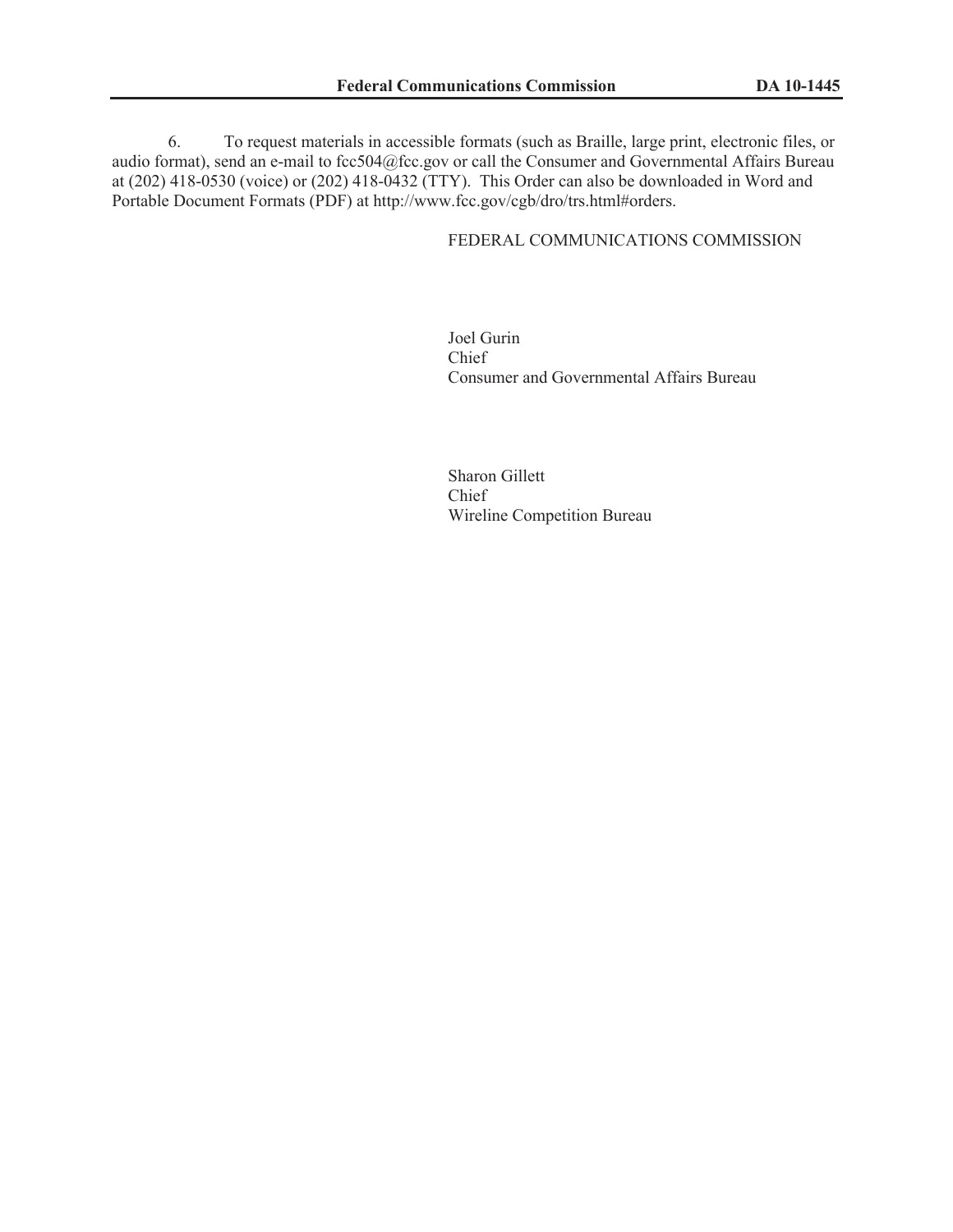6. To request materials in accessible formats (such as Braille, large print, electronic files, or audio format), send an e-mail to fcc504@fcc.gov or call the Consumer and Governmental Affairs Bureau at (202) 418-0530 (voice) or (202) 418-0432 (TTY). This Order can also be downloaded in Word and Portable Document Formats (PDF) at http://www.fcc.gov/cgb/dro/trs.html#orders.

FEDERAL COMMUNICATIONS COMMISSION

Joel Gurin
Chief
Consumer and Governmental Affairs Bureau

Sharon Gillett
Chief
Wireline Competition Bureau